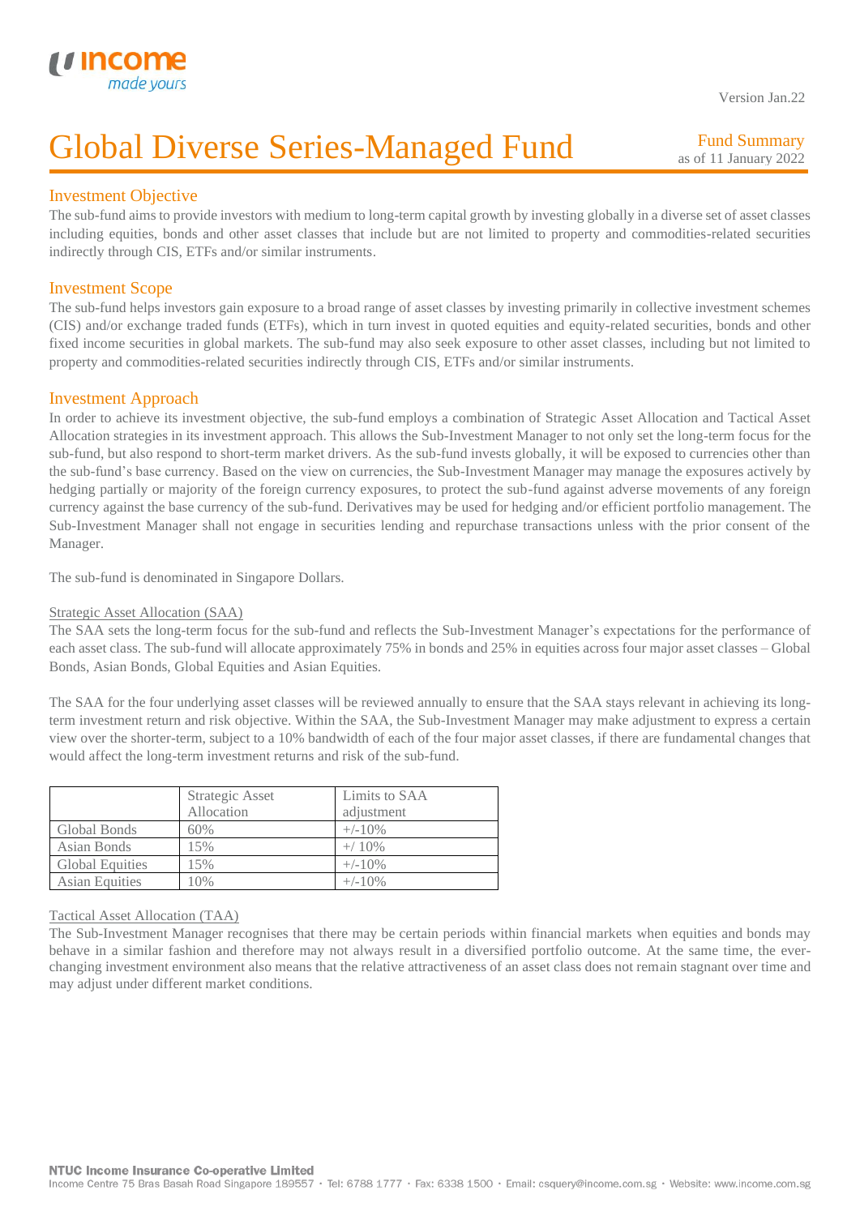Version Jan.22

# Global Diverse Series-Managed Fund

Fund Summary
as of 11 January 2022

## Investment Objective

The sub-fund aims to provide investors with medium to long-term capital growth by investing globally in a diverse set of asset classes including equities, bonds and other asset classes that include but are not limited to property and commodities-related securities indirectly through CIS, ETFs and/or similar instruments.

## Investment Scope

The sub-fund helps investors gain exposure to a broad range of asset classes by investing primarily in collective investment schemes (CIS) and/or exchange traded funds (ETFs), which in turn invest in quoted equities and equity-related securities, bonds and other fixed income securities in global markets. The sub-fund may also seek exposure to other asset classes, including but not limited to property and commodities-related securities indirectly through CIS, ETFs and/or similar instruments.

## Investment Approach

In order to achieve its investment objective, the sub-fund employs a combination of Strategic Asset Allocation and Tactical Asset Allocation strategies in its investment approach. This allows the Sub-Investment Manager to not only set the long-term focus for the sub-fund, but also respond to short-term market drivers. As the sub-fund invests globally, it will be exposed to currencies other than the sub-fund's base currency. Based on the view on currencies, the Sub-Investment Manager may manage the exposures actively by hedging partially or majority of the foreign currency exposures, to protect the sub-fund against adverse movements of any foreign currency against the base currency of the sub-fund. Derivatives may be used for hedging and/or efficient portfolio management. The Sub-Investment Manager shall not engage in securities lending and repurchase transactions unless with the prior consent of the Manager.

The sub-fund is denominated in Singapore Dollars.

### Strategic Asset Allocation (SAA)

The SAA sets the long-term focus for the sub-fund and reflects the Sub-Investment Manager's expectations for the performance of each asset class. The sub-fund will allocate approximately 75% in bonds and 25% in equities across four major asset classes – Global Bonds, Asian Bonds, Global Equities and Asian Equities.

The SAA for the four underlying asset classes will be reviewed annually to ensure that the SAA stays relevant in achieving its long-term investment return and risk objective. Within the SAA, the Sub-Investment Manager may make adjustment to express a certain view over the shorter-term, subject to a 10% bandwidth of each of the four major asset classes, if there are fundamental changes that would affect the long-term investment returns and risk of the sub-fund.

| | Strategic Asset Allocation | Limits to SAA adjustment |
|---|---|---|
| Global Bonds | 60% | +/-10% |
| Asian Bonds | 15% | +/ 10% |
| Global Equities | 15% | +/-10% |
| Asian Equities | 10% | +/-10% |

### Tactical Asset Allocation (TAA)

The Sub-Investment Manager recognises that there may be certain periods within financial markets when equities and bonds may behave in a similar fashion and therefore may not always result in a diversified portfolio outcome. At the same time, the ever-changing investment environment also means that the relative attractiveness of an asset class does not remain stagnant over time and may adjust under different market conditions.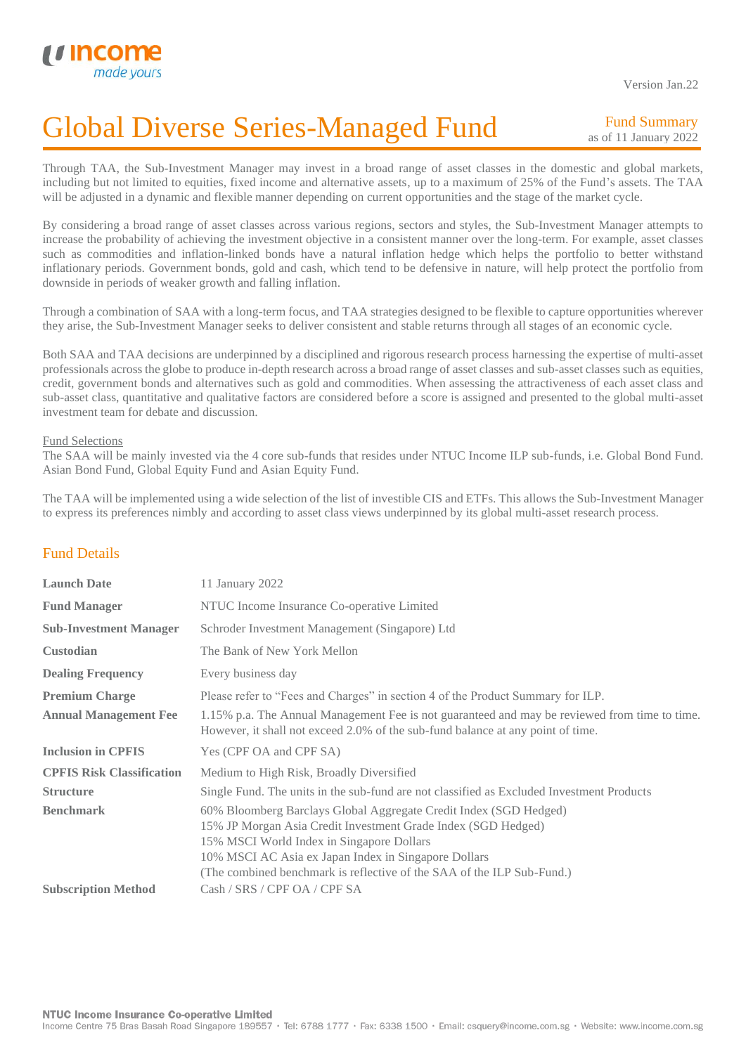Through TAA, the Sub-Investment Manager may invest in a broad range of asset classes in the domestic and global markets, including but not limited to equities, fixed income and alternative assets, up to a maximum of 25% of the Fund's assets. The TAA will be adjusted in a dynamic and flexible manner depending on current opportunities and the stage of the market cycle.

By considering a broad range of asset classes across various regions, sectors and styles, the Sub-Investment Manager attempts to increase the probability of achieving the investment objective in a consistent manner over the long-term. For example, asset classes such as commodities and inflation-linked bonds have a natural inflation hedge which helps the portfolio to better withstand inflationary periods. Government bonds, gold and cash, which tend to be defensive in nature, will help protect the portfolio from downside in periods of weaker growth and falling inflation.

Through a combination of SAA with a long-term focus, and TAA strategies designed to be flexible to capture opportunities wherever they arise, the Sub-Investment Manager seeks to deliver consistent and stable returns through all stages of an economic cycle.

Both SAA and TAA decisions are underpinned by a disciplined and rigorous research process harnessing the expertise of multi-asset professionals across the globe to produce in-depth research across a broad range of asset classes and sub-asset classes such as equities, credit, government bonds and alternatives such as gold and commodities. When assessing the attractiveness of each asset class and sub-asset class, quantitative and qualitative factors are considered before a score is assigned and presented to the global multi-asset investment team for debate and discussion.

Fund Selections

The SAA will be mainly invested via the 4 core sub-funds that resides under NTUC Income ILP sub-funds, i.e. Global Bond Fund. Asian Bond Fund, Global Equity Fund and Asian Equity Fund.

The TAA will be implemented using a wide selection of the list of investible CIS and ETFs. This allows the Sub-Investment Manager to express its preferences nimbly and according to asset class views underpinned by its global multi-asset research process.

## Fund Details

| | |
|---|---|
| **Launch Date** | 11 January 2022 |
| **Fund Manager** | NTUC Income Insurance Co-operative Limited |
| **Sub-Investment Manager** | Schroder Investment Management (Singapore) Ltd |
| **Custodian** | The Bank of New York Mellon |
| **Dealing Frequency** | Every business day |
| **Premium Charge** | Please refer to "Fees and Charges" in section 4 of the Product Summary for ILP. |
| **Annual Management Fee** | 1.15% p.a. The Annual Management Fee is not guaranteed and may be reviewed from time to time. However, it shall not exceed 2.0% of the sub-fund balance at any point of time. |
| **Inclusion in CPFIS** | Yes (CPF OA and CPF SA) |
| **CPFIS Risk Classification** | Medium to High Risk, Broadly Diversified |
| **Structure** | Single Fund. The units in the sub-fund are not classified as Excluded Investment Products |
| **Benchmark** | 60% Bloomberg Barclays Global Aggregate Credit Index (SGD Hedged)<br>15% JP Morgan Asia Credit Investment Grade Index (SGD Hedged)<br>15% MSCI World Index in Singapore Dollars<br>10% MSCI AC Asia ex Japan Index in Singapore Dollars<br>(The combined benchmark is reflective of the SAA of the ILP Sub-Fund.) |
| **Subscription Method** | Cash / SRS / CPF OA / CPF SA |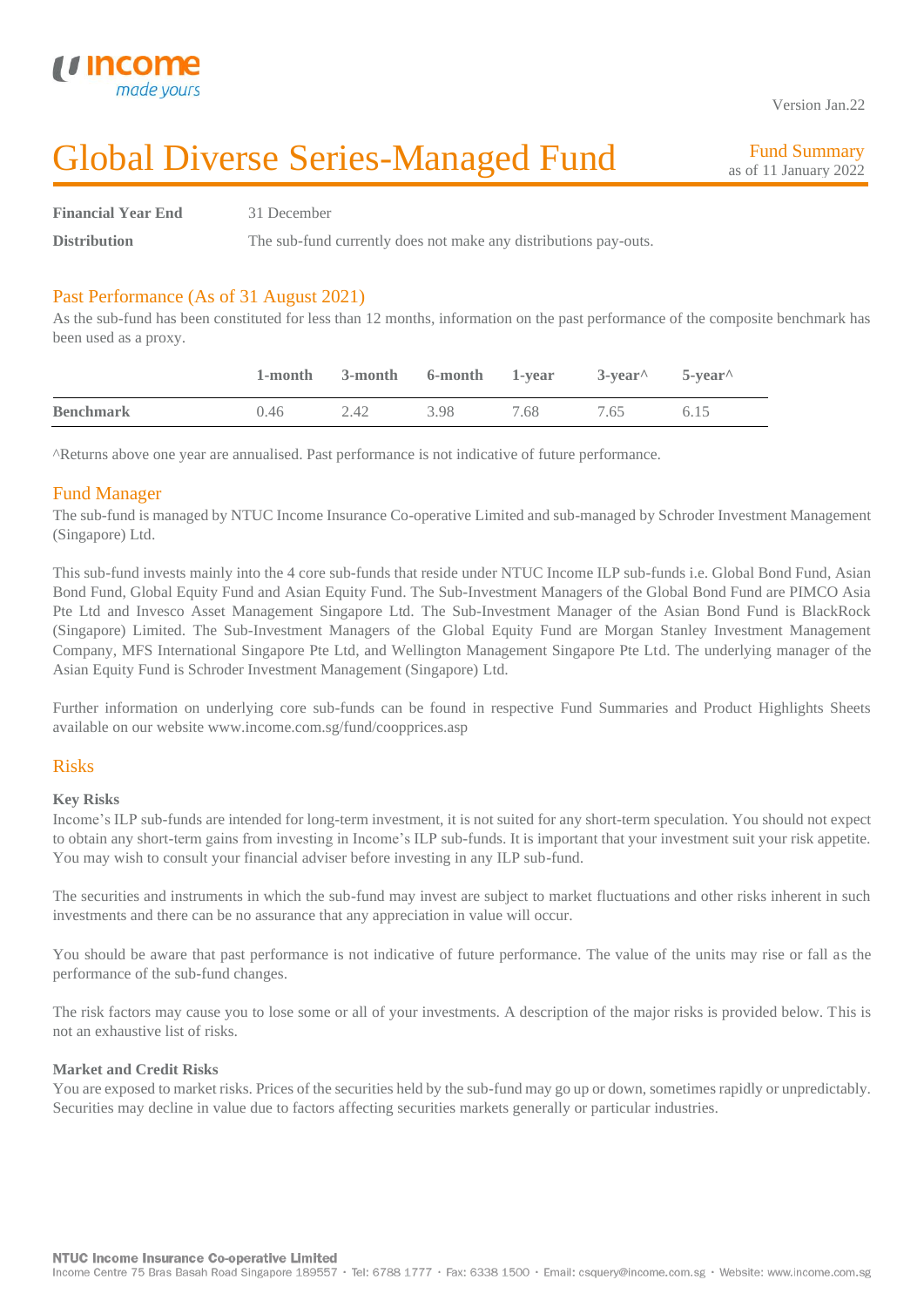# Global Diverse Series-Managed Fund

Fund Summary
as of 11 January 2022

Version Jan.22

| | |
|---|---|
| **Financial Year End** | 31 December |
| **Distribution** | The sub-fund currently does not make any distributions pay-outs. |

## Past Performance (As of 31 August 2021)

As the sub-fund has been constituted for less than 12 months, information on the past performance of the composite benchmark has been used as a proxy.

| | 1-month | 3-month | 6-month | 1-year | 3-year^ | 5-year^ |
|---|---|---|---|---|---|---|
| **Benchmark** | 0.46 | 2.42 | 3.98 | 7.68 | 7.65 | 6.15 |

^Returns above one year are annualised. Past performance is not indicative of future performance.

## Fund Manager

The sub-fund is managed by NTUC Income Insurance Co-operative Limited and sub-managed by Schroder Investment Management (Singapore) Ltd.

This sub-fund invests mainly into the 4 core sub-funds that reside under NTUC Income ILP sub-funds i.e. Global Bond Fund, Asian Bond Fund, Global Equity Fund and Asian Equity Fund. The Sub-Investment Managers of the Global Bond Fund are PIMCO Asia Pte Ltd and Invesco Asset Management Singapore Ltd. The Sub-Investment Manager of the Asian Bond Fund is BlackRock (Singapore) Limited. The Sub-Investment Managers of the Global Equity Fund are Morgan Stanley Investment Management Company, MFS International Singapore Pte Ltd, and Wellington Management Singapore Pte Ltd. The underlying manager of the Asian Equity Fund is Schroder Investment Management (Singapore) Ltd.

Further information on underlying core sub-funds can be found in respective Fund Summaries and Product Highlights Sheets available on our website www.income.com.sg/fund/coopprices.asp

## Risks

### Key Risks

Income's ILP sub-funds are intended for long-term investment, it is not suited for any short-term speculation. You should not expect to obtain any short-term gains from investing in Income's ILP sub-funds. It is important that your investment suit your risk appetite. You may wish to consult your financial adviser before investing in any ILP sub-fund.

The securities and instruments in which the sub-fund may invest are subject to market fluctuations and other risks inherent in such investments and there can be no assurance that any appreciation in value will occur.

You should be aware that past performance is not indicative of future performance. The value of the units may rise or fall as the performance of the sub-fund changes.

The risk factors may cause you to lose some or all of your investments. A description of the major risks is provided below. This is not an exhaustive list of risks.

### Market and Credit Risks

You are exposed to market risks. Prices of the securities held by the sub-fund may go up or down, sometimes rapidly or unpredictably. Securities may decline in value due to factors affecting securities markets generally or particular industries.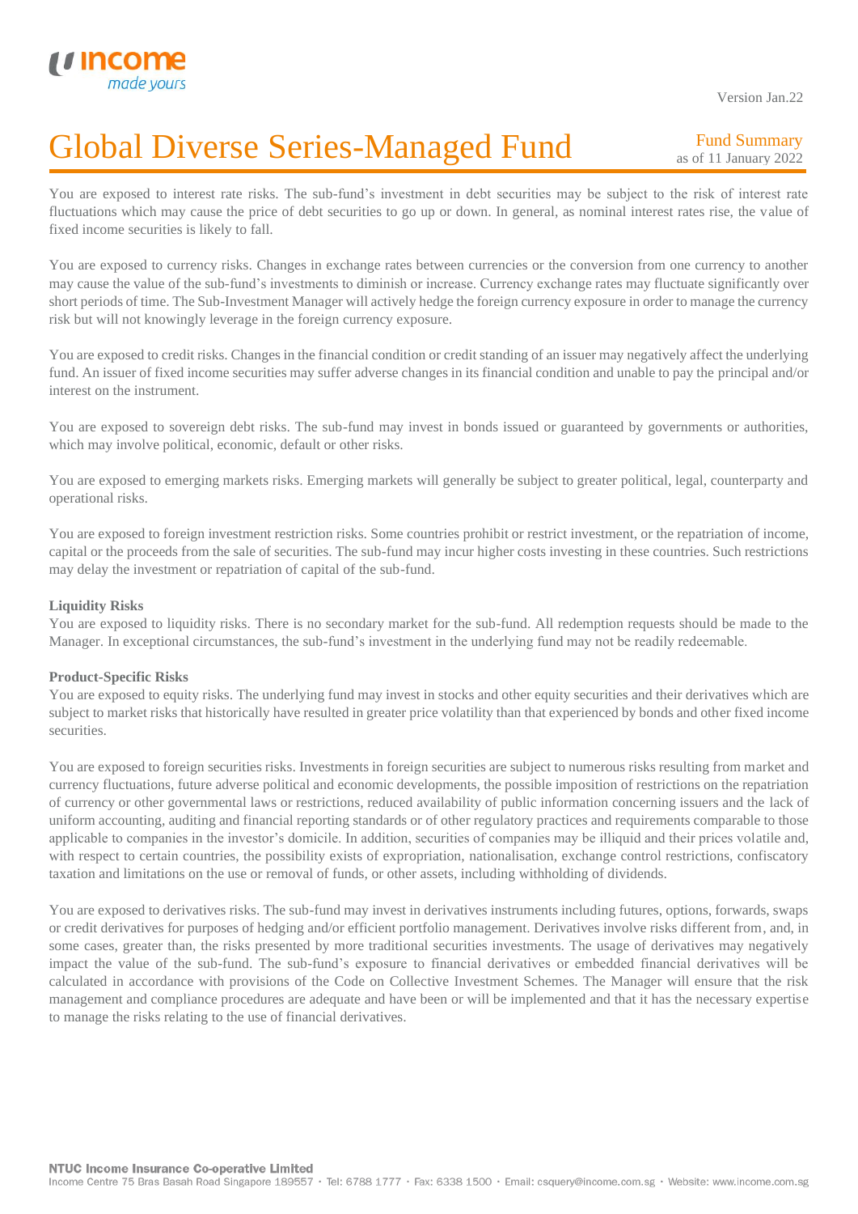You are exposed to interest rate risks. The sub-fund's investment in debt securities may be subject to the risk of interest rate fluctuations which may cause the price of debt securities to go up or down. In general, as nominal interest rates rise, the value of fixed income securities is likely to fall.

You are exposed to currency risks. Changes in exchange rates between currencies or the conversion from one currency to another may cause the value of the sub-fund's investments to diminish or increase. Currency exchange rates may fluctuate significantly over short periods of time. The Sub-Investment Manager will actively hedge the foreign currency exposure in order to manage the currency risk but will not knowingly leverage in the foreign currency exposure.

You are exposed to credit risks. Changes in the financial condition or credit standing of an issuer may negatively affect the underlying fund. An issuer of fixed income securities may suffer adverse changes in its financial condition and unable to pay the principal and/or interest on the instrument.

You are exposed to sovereign debt risks. The sub-fund may invest in bonds issued or guaranteed by governments or authorities, which may involve political, economic, default or other risks.

You are exposed to emerging markets risks. Emerging markets will generally be subject to greater political, legal, counterparty and operational risks.

You are exposed to foreign investment restriction risks. Some countries prohibit or restrict investment, or the repatriation of income, capital or the proceeds from the sale of securities. The sub-fund may incur higher costs investing in these countries. Such restrictions may delay the investment or repatriation of capital of the sub-fund.

**Liquidity Risks**

You are exposed to liquidity risks. There is no secondary market for the sub-fund. All redemption requests should be made to the Manager. In exceptional circumstances, the sub-fund's investment in the underlying fund may not be readily redeemable.

**Product-Specific Risks**

You are exposed to equity risks. The underlying fund may invest in stocks and other equity securities and their derivatives which are subject to market risks that historically have resulted in greater price volatility than that experienced by bonds and other fixed income securities.

You are exposed to foreign securities risks. Investments in foreign securities are subject to numerous risks resulting from market and currency fluctuations, future adverse political and economic developments, the possible imposition of restrictions on the repatriation of currency or other governmental laws or restrictions, reduced availability of public information concerning issuers and the lack of uniform accounting, auditing and financial reporting standards or of other regulatory practices and requirements comparable to those applicable to companies in the investor's domicile. In addition, securities of companies may be illiquid and their prices volatile and, with respect to certain countries, the possibility exists of expropriation, nationalisation, exchange control restrictions, confiscatory taxation and limitations on the use or removal of funds, or other assets, including withholding of dividends.

You are exposed to derivatives risks. The sub-fund may invest in derivatives instruments including futures, options, forwards, swaps or credit derivatives for purposes of hedging and/or efficient portfolio management. Derivatives involve risks different from, and, in some cases, greater than, the risks presented by more traditional securities investments. The usage of derivatives may negatively impact the value of the sub-fund. The sub-fund's exposure to financial derivatives or embedded financial derivatives will be calculated in accordance with provisions of the Code on Collective Investment Schemes. The Manager will ensure that the risk management and compliance procedures are adequate and have been or will be implemented and that it has the necessary expertise to manage the risks relating to the use of financial derivatives.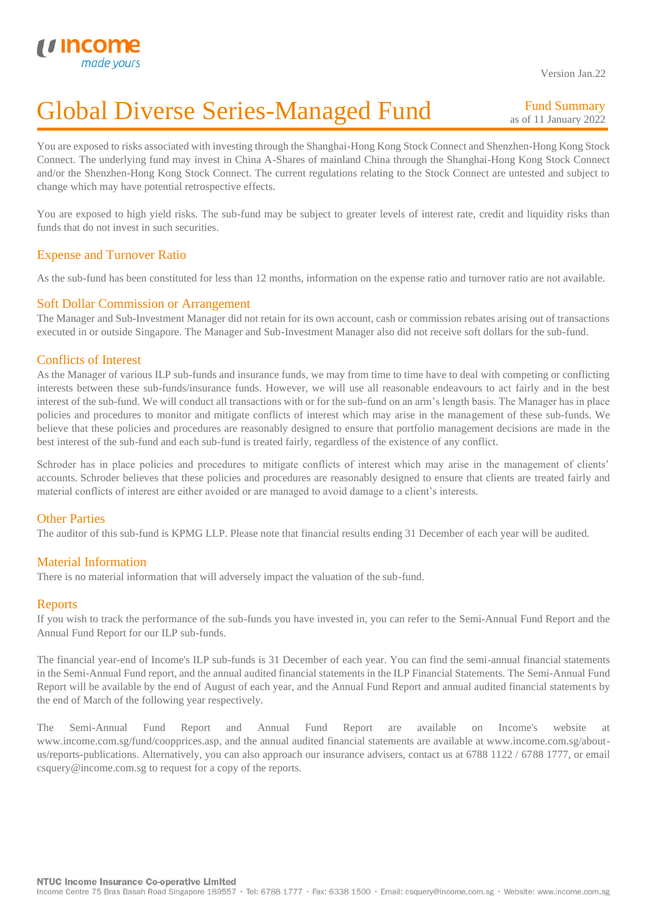# Global Diverse Series-Managed Fund

Fund Summary
as of 11 January 2022

You are exposed to risks associated with investing through the Shanghai-Hong Kong Stock Connect and Shenzhen-Hong Kong Stock Connect. The underlying fund may invest in China A-Shares of mainland China through the Shanghai-Hong Kong Stock Connect and/or the Shenzhen-Hong Kong Stock Connect. The current regulations relating to the Stock Connect are untested and subject to change which may have potential retrospective effects.

You are exposed to high yield risks. The sub-fund may be subject to greater levels of interest rate, credit and liquidity risks than funds that do not invest in such securities.

## Expense and Turnover Ratio

As the sub-fund has been constituted for less than 12 months, information on the expense ratio and turnover ratio are not available.

## Soft Dollar Commission or Arrangement

The Manager and Sub-Investment Manager did not retain for its own account, cash or commission rebates arising out of transactions executed in or outside Singapore. The Manager and Sub-Investment Manager also did not receive soft dollars for the sub-fund.

## Conflicts of Interest

As the Manager of various ILP sub-funds and insurance funds, we may from time to time have to deal with competing or conflicting interests between these sub-funds/insurance funds. However, we will use all reasonable endeavours to act fairly and in the best interest of the sub-fund. We will conduct all transactions with or for the sub-fund on an arm's length basis. The Manager has in place policies and procedures to monitor and mitigate conflicts of interest which may arise in the management of these sub-funds. We believe that these policies and procedures are reasonably designed to ensure that portfolio management decisions are made in the best interest of the sub-fund and each sub-fund is treated fairly, regardless of the existence of any conflict.

Schroder has in place policies and procedures to mitigate conflicts of interest which may arise in the management of clients' accounts. Schroder believes that these policies and procedures are reasonably designed to ensure that clients are treated fairly and material conflicts of interest are either avoided or are managed to avoid damage to a client's interests.

## Other Parties

The auditor of this sub-fund is KPMG LLP. Please note that financial results ending 31 December of each year will be audited.

## Material Information

There is no material information that will adversely impact the valuation of the sub-fund.

## Reports

If you wish to track the performance of the sub-funds you have invested in, you can refer to the Semi-Annual Fund Report and the Annual Fund Report for our ILP sub-funds.

The financial year-end of Income's ILP sub-funds is 31 December of each year. You can find the semi-annual financial statements in the Semi-Annual Fund report, and the annual audited financial statements in the ILP Financial Statements. The Semi-Annual Fund Report will be available by the end of August of each year, and the Annual Fund Report and annual audited financial statements by the end of March of the following year respectively.

The Semi-Annual Fund Report and Annual Fund Report are available on Income's website at www.income.com.sg/fund/coopprices.asp, and the annual audited financial statements are available at www.income.com.sg/about-us/reports-publications. Alternatively, you can also approach our insurance advisers, contact us at 6788 1122 / 6788 1777, or email csquery@income.com.sg to request for a copy of the reports.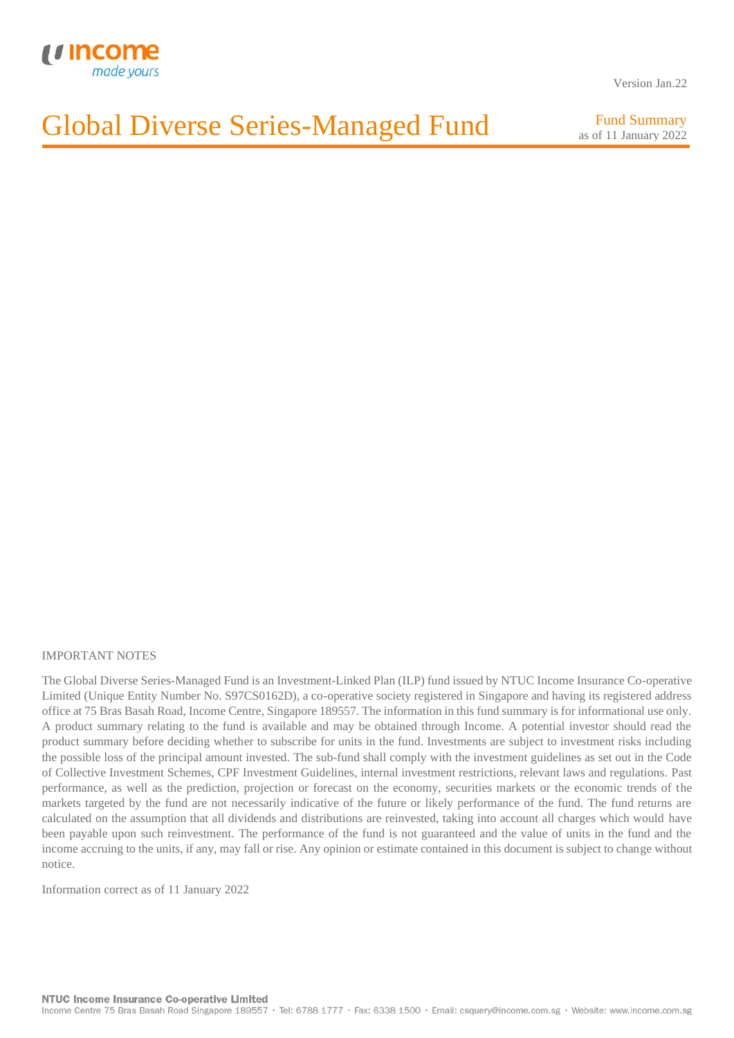Version Jan.22

# Global Diverse Series-Managed Fund

Fund Summary
as of 11 January 2022

IMPORTANT NOTES

The Global Diverse Series-Managed Fund is an Investment-Linked Plan (ILP) fund issued by NTUC Income Insurance Co-operative Limited (Unique Entity Number No. S97CS0162D), a co-operative society registered in Singapore and having its registered address office at 75 Bras Basah Road, Income Centre, Singapore 189557. The information in this fund summary is for informational use only. A product summary relating to the fund is available and may be obtained through Income. A potential investor should read the product summary before deciding whether to subscribe for units in the fund. Investments are subject to investment risks including the possible loss of the principal amount invested. The sub-fund shall comply with the investment guidelines as set out in the Code of Collective Investment Schemes, CPF Investment Guidelines, internal investment restrictions, relevant laws and regulations. Past performance, as well as the prediction, projection or forecast on the economy, securities markets or the economic trends of the markets targeted by the fund are not necessarily indicative of the future or likely performance of the fund. The fund returns are calculated on the assumption that all dividends and distributions are reinvested, taking into account all charges which would have been payable upon such reinvestment. The performance of the fund is not guaranteed and the value of units in the fund and the income accruing to the units, if any, may fall or rise. Any opinion or estimate contained in this document is subject to change without notice.

Information correct as of 11 January 2022

**NTUC Income Insurance Co-operative Limited**
Income Centre 75 Bras Basah Road Singapore 189557 · Tel: 6788 1777 · Fax: 6338 1500 · Email: csquery@income.com.sg · Website: www.income.com.sg